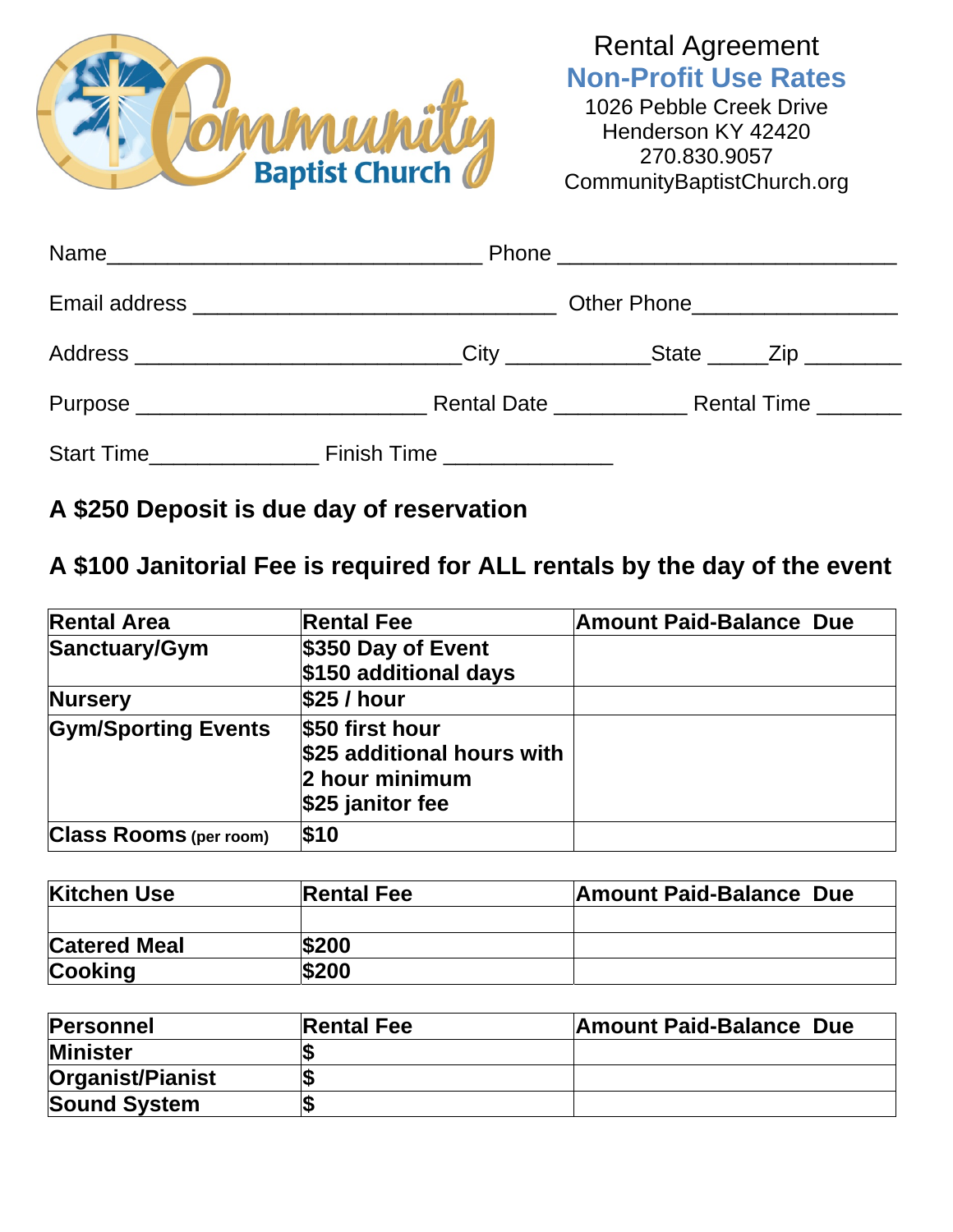Community Baptist Church

# Rental Agreement

## Non-Profit Use Rates

1026 Pebble Creek Drive
Henderson KY 42420
270.830.9057
CommunityBaptistChurch.org

Name_______________________________ Phone ____________________________

Email address ______________________________ Other Phone_________________

Address ___________________________City ____________State _____Zip ________

Purpose ________________________ Rental Date ___________ Rental Time _______

Start Time______________ Finish Time ______________

**A $250 Deposit is due day of reservation**

**A $100 Janitorial Fee is required for ALL rentals by the day of the event**

| Rental Area | Rental Fee | Amount Paid-Balance Due |
|---|---|---|
| Sanctuary/Gym | $350 Day of Event<br>$150 additional days | |
| Nursery | $25 / hour | |
| Gym/Sporting Events | $50 first hour<br>$25 additional hours with 2 hour minimum<br>$25 janitor fee | |
| Class Rooms (per room) | $10 | |

| Kitchen Use | Rental Fee | Amount Paid-Balance Due |
|---|---|---|
| | | |
| Catered Meal | $200 | |
| Cooking | $200 | |

| Personnel | Rental Fee | Amount Paid-Balance Due |
|---|---|---|
| Minister | $ | |
| Organist/Pianist | $ | |
| Sound System | $ | |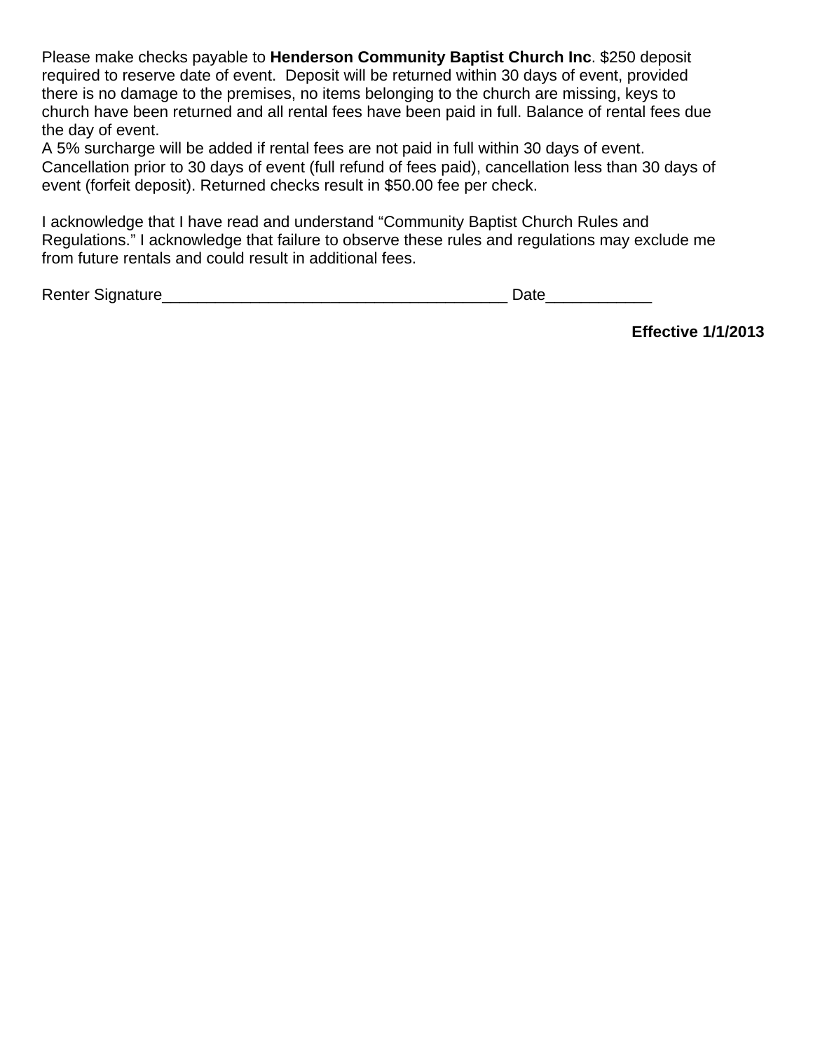Please make checks payable to **Henderson Community Baptist Church Inc**. $250 deposit required to reserve date of event. Deposit will be returned within 30 days of event, provided there is no damage to the premises, no items belonging to the church are missing, keys to church have been returned and all rental fees have been paid in full. Balance of rental fees due the day of event.
A 5% surcharge will be added if rental fees are not paid in full within 30 days of event. Cancellation prior to 30 days of event (full refund of fees paid), cancellation less than 30 days of event (forfeit deposit). Returned checks result in $50.00 fee per check.

I acknowledge that I have read and understand "Community Baptist Church Rules and Regulations." I acknowledge that failure to observe these rules and regulations may exclude me from future rentals and could result in additional fees.

Renter Signature_______________________________________ Date____________

**Effective 1/1/2013**